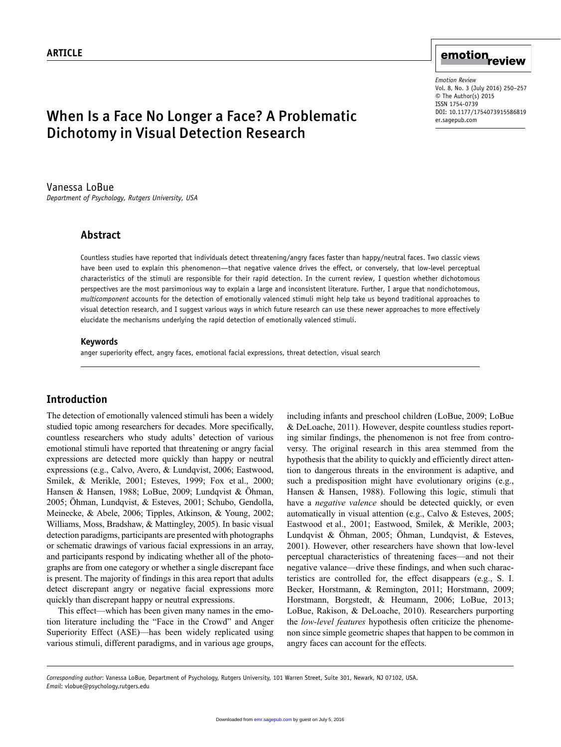ARTICLE

# When Is a Face No Longer a Face? A Problematic Dichotomy in Visual Detection Research

Vanessa LoBue

*Department of Psychology, Rutgers University, USA*

## Abstract

Countless studies have reported that individuals detect threatening/angry faces faster than happy/neutral faces. Two classic views have been used to explain this phenomenon—that negative valence drives the effect, or conversely, that low-level perceptual characteristics of the stimuli are responsible for their rapid detection. In the current review, I question whether dichotomous perspectives are the most parsimonious way to explain a large and inconsistent literature. Further, I argue that nondichotomous, *multicomponent* accounts for the detection of emotionally valenced stimuli might help take us beyond traditional approaches to visual detection research, and I suggest various ways in which future research can use these newer approaches to more effectively elucidate the mechanisms underlying the rapid detection of emotionally valenced stimuli.

### Keywords

anger superiority effect, angry faces, emotional facial expressions, threat detection, visual search

## Introduction

The detection of emotionally valenced stimuli has been a widely studied topic among researchers for decades. More specifically, countless researchers who study adults' detection of various emotional stimuli have reported that threatening or angry facial expressions are detected more quickly than happy or neutral expressions (e.g., Calvo, Avero, & Lundqvist, 2006; Eastwood, Smilek, & Merikle, 2001; Esteves, 1999; Fox et al., 2000; Hansen & Hansen, 1988; LoBue, 2009; Lundqvist & Öhman, 2005; Öhman, Lundqvist, & Esteves, 2001; Schubo, Gendolla, Meinecke, & Abele, 2006; Tipples, Atkinson, & Young, 2002; Williams, Moss, Bradshaw, & Mattingley, 2005). In basic visual detection paradigms, participants are presented with photographs or schematic drawings of various facial expressions in an array, and participants respond by indicating whether all of the photographs are from one category or whether a single discrepant face is present. The majority of findings in this area report that adults detect discrepant angry or negative facial expressions more quickly than discrepant happy or neutral expressions.

This effect—which has been given many names in the emotion literature including the "Face in the Crowd" and Anger Superiority Effect (ASE)—has been widely replicated using various stimuli, different paradigms, and in various age groups, including infants and preschool children (LoBue, 2009; LoBue & DeLoache, 2011). However, despite countless studies reporting similar findings, the phenomenon is not free from controversy. The original research in this area stemmed from the hypothesis that the ability to quickly and efficiently direct attention to dangerous threats in the environment is adaptive, and such a predisposition might have evolutionary origins (e.g., Hansen & Hansen, 1988). Following this logic, stimuli that have a *negative valence* should be detected quickly, or even automatically in visual attention (e.g., Calvo & Esteves, 2005; Eastwood et al., 2001; Eastwood, Smilek, & Merikle, 2003; Lundqvist & Öhman, 2005; Öhman, Lundqvist, & Esteves, 2001). However, other researchers have shown that low-level perceptual characteristics of threatening faces—and not their negative valance—drive these findings, and when such characteristics are controlled for, the effect disappears (e.g., S. I. Becker, Horstmann, & Remington, 2011; Horstmann, 2009; Horstmann, Borgstedt, & Heumann, 2006; LoBue, 2013; LoBue, Rakison, & DeLoache, 2010). Researchers purporting the *low-level features* hypothesis often criticize the phenomenon since simple geometric shapes that happen to be common in angry faces can account for the effects.

*Corresponding author*: Vanessa LoBue, Department of Psychology, Rutgers University, 101 Warren Street, Suite 301, Newark, NJ 07102, USA.
*Email*: vlobue@psychology.rutgers.edu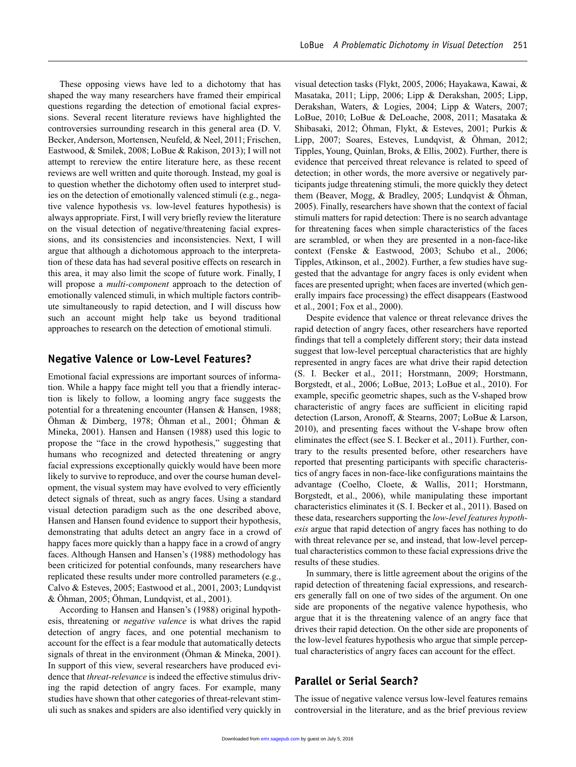These opposing views have led to a dichotomy that has shaped the way many researchers have framed their empirical questions regarding the detection of emotional facial expressions. Several recent literature reviews have highlighted the controversies surrounding research in this general area (D. V. Becker, Anderson, Mortensen, Neufeld, & Neel, 2011; Frischen, Eastwood, & Smilek, 2008; LoBue & Rakison, 2013); I will not attempt to rereview the entire literature here, as these recent reviews are well written and quite thorough. Instead, my goal is to question whether the dichotomy often used to interpret studies on the detection of emotionally valenced stimuli (e.g., negative valence hypothesis vs. low-level features hypothesis) is always appropriate. First, I will very briefly review the literature on the visual detection of negative/threatening facial expressions, and its consistencies and inconsistencies. Next, I will argue that although a dichotomous approach to the interpretation of these data has had several positive effects on research in this area, it may also limit the scope of future work. Finally, I will propose a *multi-component* approach to the detection of emotionally valenced stimuli, in which multiple factors contribute simultaneously to rapid detection, and I will discuss how such an account might help take us beyond traditional approaches to research on the detection of emotional stimuli.

## Negative Valence or Low-Level Features?

Emotional facial expressions are important sources of information. While a happy face might tell you that a friendly interaction is likely to follow, a looming angry face suggests the potential for a threatening encounter (Hansen & Hansen, 1988; Öhman & Dimberg, 1978; Öhman et al., 2001; Öhman & Mineka, 2001). Hansen and Hansen (1988) used this logic to propose the "face in the crowd hypothesis," suggesting that humans who recognized and detected threatening or angry facial expressions exceptionally quickly would have been more likely to survive to reproduce, and over the course human development, the visual system may have evolved to very efficiently detect signals of threat, such as angry faces. Using a standard visual detection paradigm such as the one described above, Hansen and Hansen found evidence to support their hypothesis, demonstrating that adults detect an angry face in a crowd of happy faces more quickly than a happy face in a crowd of angry faces. Although Hansen and Hansen's (1988) methodology has been criticized for potential confounds, many researchers have replicated these results under more controlled parameters (e.g., Calvo & Esteves, 2005; Eastwood et al., 2001, 2003; Lundqvist & Öhman, 2005; Öhman, Lundqvist, et al., 2001).

According to Hansen and Hansen's (1988) original hypothesis, threatening or *negative valence* is what drives the rapid detection of angry faces, and one potential mechanism to account for the effect is a fear module that automatically detects signals of threat in the environment (Öhman & Mineka, 2001). In support of this view, several researchers have produced evidence that *threat-relevance* is indeed the effective stimulus driving the rapid detection of angry faces. For example, many studies have shown that other categories of threat-relevant stimuli such as snakes and spiders are also identified very quickly in visual detection tasks (Flykt, 2005, 2006; Hayakawa, Kawai, & Masataka, 2011; Lipp, 2006; Lipp & Derakshan, 2005; Lipp, Derakshan, Waters, & Logies, 2004; Lipp & Waters, 2007; LoBue, 2010; LoBue & DeLoache, 2008, 2011; Masataka & Shibasaki, 2012; Öhman, Flykt, & Esteves, 2001; Purkis & Lipp, 2007; Soares, Esteves, Lundqvist, & Öhman, 2012; Tipples, Young, Quinlan, Broks, & Ellis, 2002). Further, there is evidence that perceived threat relevance is related to speed of detection; in other words, the more aversive or negatively participants judge threatening stimuli, the more quickly they detect them (Beaver, Mogg, & Bradley, 2005; Lundqvist & Öhman, 2005). Finally, researchers have shown that the context of facial stimuli matters for rapid detection: There is no search advantage for threatening faces when simple characteristics of the faces are scrambled, or when they are presented in a non-face-like context (Fenske & Eastwood, 2003; Schubo et al., 2006; Tipples, Atkinson, et al., 2002). Further, a few studies have suggested that the advantage for angry faces is only evident when faces are presented upright; when faces are inverted (which generally impairs face processing) the effect disappears (Eastwood et al., 2001; Fox et al., 2000).

Despite evidence that valence or threat relevance drives the rapid detection of angry faces, other researchers have reported findings that tell a completely different story; their data instead suggest that low-level perceptual characteristics that are highly represented in angry faces are what drive their rapid detection (S. I. Becker et al., 2011; Horstmann, 2009; Horstmann, Borgstedt, et al., 2006; LoBue, 2013; LoBue et al., 2010). For example, specific geometric shapes, such as the V-shaped brow characteristic of angry faces are sufficient in eliciting rapid detection (Larson, Aronoff, & Stearns, 2007; LoBue & Larson, 2010), and presenting faces without the V-shape brow often eliminates the effect (see S. I. Becker et al., 2011). Further, contrary to the results presented before, other researchers have reported that presenting participants with specific characteristics of angry faces in non-face-like configurations maintains the advantage (Coelho, Cloete, & Wallis, 2011; Horstmann, Borgstedt, et al., 2006), while manipulating these important characteristics eliminates it (S. I. Becker et al., 2011). Based on these data, researchers supporting the *low-level features hypothesis* argue that rapid detection of angry faces has nothing to do with threat relevance per se, and instead, that low-level perceptual characteristics common to these facial expressions drive the results of these studies.

In summary, there is little agreement about the origins of the rapid detection of threatening facial expressions, and researchers generally fall on one of two sides of the argument. On one side are proponents of the negative valence hypothesis, who argue that it is the threatening valence of an angry face that drives their rapid detection. On the other side are proponents of the low-level features hypothesis who argue that simple perceptual characteristics of angry faces can account for the effect.

## Parallel or Serial Search?

The issue of negative valence versus low-level features remains controversial in the literature, and as the brief previous review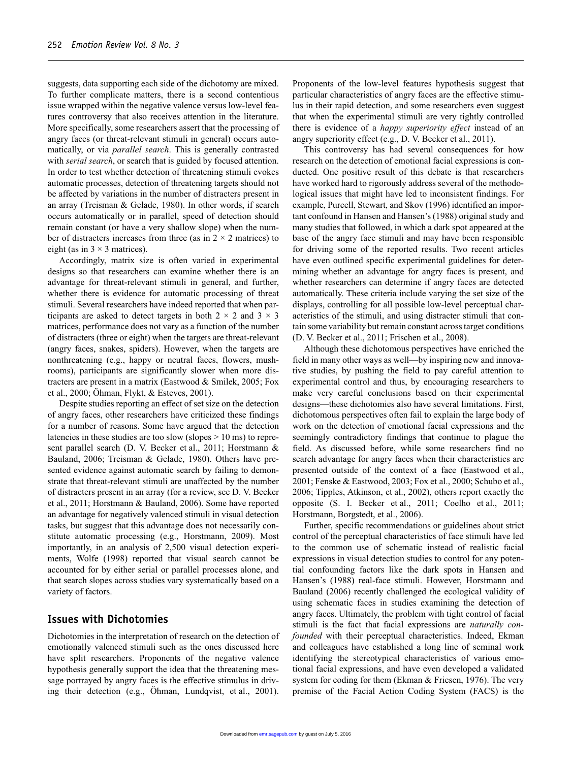suggests, data supporting each side of the dichotomy are mixed. To further complicate matters, there is a second contentious issue wrapped within the negative valence versus low-level features controversy that also receives attention in the literature. More specifically, some researchers assert that the processing of angry faces (or threat-relevant stimuli in general) occurs automatically, or via *parallel search*. This is generally contrasted with *serial search*, or search that is guided by focused attention. In order to test whether detection of threatening stimuli evokes automatic processes, detection of threatening targets should not be affected by variations in the number of distracters present in an array (Treisman & Gelade, 1980). In other words, if search occurs automatically or in parallel, speed of detection should remain constant (or have a very shallow slope) when the number of distracters increases from three (as in $2 \times 2$ matrices) to eight (as in $3 \times 3$ matrices).

Accordingly, matrix size is often varied in experimental designs so that researchers can examine whether there is an advantage for threat-relevant stimuli in general, and further, whether there is evidence for automatic processing of threat stimuli. Several researchers have indeed reported that when participants are asked to detect targets in both $2 \times 2$ and $3 \times 3$ matrices, performance does not vary as a function of the number of distracters (three or eight) when the targets are threat-relevant (angry faces, snakes, spiders). However, when the targets are nonthreatening (e.g., happy or neutral faces, flowers, mushrooms), participants are significantly slower when more distracters are present in a matrix (Eastwood & Smilek, 2005; Fox et al., 2000; Öhman, Flykt, & Esteves, 2001).

Despite studies reporting an effect of set size on the detection of angry faces, other researchers have criticized these findings for a number of reasons. Some have argued that the detection latencies in these studies are too slow (slopes > 10 ms) to represent parallel search (D. V. Becker et al., 2011; Horstmann & Bauland, 2006; Treisman & Gelade, 1980). Others have presented evidence against automatic search by failing to demonstrate that threat-relevant stimuli are unaffected by the number of distracters present in an array (for a review, see D. V. Becker et al., 2011; Horstmann & Bauland, 2006). Some have reported an advantage for negatively valenced stimuli in visual detection tasks, but suggest that this advantage does not necessarily constitute automatic processing (e.g., Horstmann, 2009). Most importantly, in an analysis of 2,500 visual detection experiments, Wolfe (1998) reported that visual search cannot be accounted for by either serial or parallel processes alone, and that search slopes across studies vary systematically based on a variety of factors.

## Issues with Dichotomies

Dichotomies in the interpretation of research on the detection of emotionally valenced stimuli such as the ones discussed here have split researchers. Proponents of the negative valence hypothesis generally support the idea that the threatening message portrayed by angry faces is the effective stimulus in driving their detection (e.g., Öhman, Lundqvist, et al., 2001). Proponents of the low-level features hypothesis suggest that particular characteristics of angry faces are the effective stimulus in their rapid detection, and some researchers even suggest that when the experimental stimuli are very tightly controlled there is evidence of a *happy superiority effect* instead of an angry superiority effect (e.g., D. V. Becker et al., 2011).

This controversy has had several consequences for how research on the detection of emotional facial expressions is conducted. One positive result of this debate is that researchers have worked hard to rigorously address several of the methodological issues that might have led to inconsistent findings. For example, Purcell, Stewart, and Skov (1996) identified an important confound in Hansen and Hansen's (1988) original study and many studies that followed, in which a dark spot appeared at the base of the angry face stimuli and may have been responsible for driving some of the reported results. Two recent articles have even outlined specific experimental guidelines for determining whether an advantage for angry faces is present, and whether researchers can determine if angry faces are detected automatically. These criteria include varying the set size of the displays, controlling for all possible low-level perceptual characteristics of the stimuli, and using distracter stimuli that contain some variability but remain constant across target conditions (D. V. Becker et al., 2011; Frischen et al., 2008).

Although these dichotomous perspectives have enriched the field in many other ways as well—by inspiring new and innovative studies, by pushing the field to pay careful attention to experimental control and thus, by encouraging researchers to make very careful conclusions based on their experimental designs—these dichotomies also have several limitations. First, dichotomous perspectives often fail to explain the large body of work on the detection of emotional facial expressions and the seemingly contradictory findings that continue to plague the field. As discussed before, while some researchers find no search advantage for angry faces when their characteristics are presented outside of the context of a face (Eastwood et al., 2001; Fenske & Eastwood, 2003; Fox et al., 2000; Schubo et al., 2006; Tipples, Atkinson, et al., 2002), others report exactly the opposite (S. I. Becker et al., 2011; Coelho et al., 2011; Horstmann, Borgstedt, et al., 2006).

Further, specific recommendations or guidelines about strict control of the perceptual characteristics of face stimuli have led to the common use of schematic instead of realistic facial expressions in visual detection studies to control for any potential confounding factors like the dark spots in Hansen and Hansen's (1988) real-face stimuli. However, Horstmann and Bauland (2006) recently challenged the ecological validity of using schematic faces in studies examining the detection of angry faces. Ultimately, the problem with tight control of facial stimuli is the fact that facial expressions are *naturally confounded* with their perceptual characteristics. Indeed, Ekman and colleagues have established a long line of seminal work identifying the stereotypical characteristics of various emotional facial expressions, and have even developed a validated system for coding for them (Ekman & Friesen, 1976). The very premise of the Facial Action Coding System (FACS) is the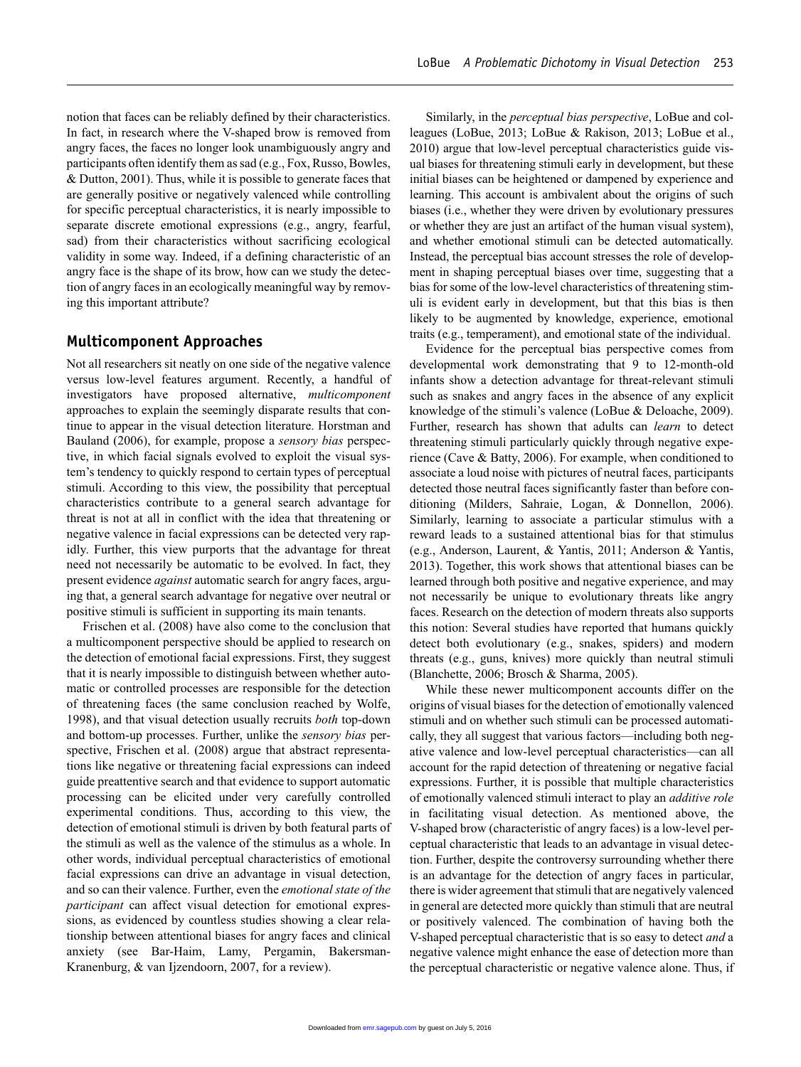notion that faces can be reliably defined by their characteristics. In fact, in research where the V-shaped brow is removed from angry faces, the faces no longer look unambiguously angry and participants often identify them as sad (e.g., Fox, Russo, Bowles, & Dutton, 2001). Thus, while it is possible to generate faces that are generally positive or negatively valenced while controlling for specific perceptual characteristics, it is nearly impossible to separate discrete emotional expressions (e.g., angry, fearful, sad) from their characteristics without sacrificing ecological validity in some way. Indeed, if a defining characteristic of an angry face is the shape of its brow, how can we study the detection of angry faces in an ecologically meaningful way by removing this important attribute?

## Multicomponent Approaches

Not all researchers sit neatly on one side of the negative valence versus low-level features argument. Recently, a handful of investigators have proposed alternative, *multicomponent* approaches to explain the seemingly disparate results that continue to appear in the visual detection literature. Horstman and Bauland (2006), for example, propose a *sensory bias* perspective, in which facial signals evolved to exploit the visual system's tendency to quickly respond to certain types of perceptual stimuli. According to this view, the possibility that perceptual characteristics contribute to a general search advantage for threat is not at all in conflict with the idea that threatening or negative valence in facial expressions can be detected very rapidly. Further, this view purports that the advantage for threat need not necessarily be automatic to be evolved. In fact, they present evidence *against* automatic search for angry faces, arguing that, a general search advantage for negative over neutral or positive stimuli is sufficient in supporting its main tenants.

Frischen et al. (2008) have also come to the conclusion that a multicomponent perspective should be applied to research on the detection of emotional facial expressions. First, they suggest that it is nearly impossible to distinguish between whether automatic or controlled processes are responsible for the detection of threatening faces (the same conclusion reached by Wolfe, 1998), and that visual detection usually recruits *both* top-down and bottom-up processes. Further, unlike the *sensory bias* perspective, Frischen et al. (2008) argue that abstract representations like negative or threatening facial expressions can indeed guide preattentive search and that evidence to support automatic processing can be elicited under very carefully controlled experimental conditions. Thus, according to this view, the detection of emotional stimuli is driven by both featural parts of the stimuli as well as the valence of the stimulus as a whole. In other words, individual perceptual characteristics of emotional facial expressions can drive an advantage in visual detection, and so can their valence. Further, even the *emotional state of the participant* can affect visual detection for emotional expressions, as evidenced by countless studies showing a clear relationship between attentional biases for angry faces and clinical anxiety (see Bar-Haim, Lamy, Pergamin, Bakersman-Kranenburg, & van Ijzendoorn, 2007, for a review).

Similarly, in the *perceptual bias perspective*, LoBue and colleagues (LoBue, 2013; LoBue & Rakison, 2013; LoBue et al., 2010) argue that low-level perceptual characteristics guide visual biases for threatening stimuli early in development, but these initial biases can be heightened or dampened by experience and learning. This account is ambivalent about the origins of such biases (i.e., whether they were driven by evolutionary pressures or whether they are just an artifact of the human visual system), and whether emotional stimuli can be detected automatically. Instead, the perceptual bias account stresses the role of development in shaping perceptual biases over time, suggesting that a bias for some of the low-level characteristics of threatening stimuli is evident early in development, but that this bias is then likely to be augmented by knowledge, experience, emotional traits (e.g., temperament), and emotional state of the individual.

Evidence for the perceptual bias perspective comes from developmental work demonstrating that 9 to 12-month-old infants show a detection advantage for threat-relevant stimuli such as snakes and angry faces in the absence of any explicit knowledge of the stimuli's valence (LoBue & Deloache, 2009). Further, research has shown that adults can *learn* to detect threatening stimuli particularly quickly through negative experience (Cave & Batty, 2006). For example, when conditioned to associate a loud noise with pictures of neutral faces, participants detected those neutral faces significantly faster than before conditioning (Milders, Sahraie, Logan, & Donnellon, 2006). Similarly, learning to associate a particular stimulus with a reward leads to a sustained attentional bias for that stimulus (e.g., Anderson, Laurent, & Yantis, 2011; Anderson & Yantis, 2013). Together, this work shows that attentional biases can be learned through both positive and negative experience, and may not necessarily be unique to evolutionary threats like angry faces. Research on the detection of modern threats also supports this notion: Several studies have reported that humans quickly detect both evolutionary (e.g., snakes, spiders) and modern threats (e.g., guns, knives) more quickly than neutral stimuli (Blanchette, 2006; Brosch & Sharma, 2005).

While these newer multicomponent accounts differ on the origins of visual biases for the detection of emotionally valenced stimuli and on whether such stimuli can be processed automatically, they all suggest that various factors—including both negative valence and low-level perceptual characteristics—can all account for the rapid detection of threatening or negative facial expressions. Further, it is possible that multiple characteristics of emotionally valenced stimuli interact to play an *additive role* in facilitating visual detection. As mentioned above, the V-shaped brow (characteristic of angry faces) is a low-level perceptual characteristic that leads to an advantage in visual detection. Further, despite the controversy surrounding whether there is an advantage for the detection of angry faces in particular, there is wider agreement that stimuli that are negatively valenced in general are detected more quickly than stimuli that are neutral or positively valenced. The combination of having both the V-shaped perceptual characteristic that is so easy to detect *and* a negative valence might enhance the ease of detection more than the perceptual characteristic or negative valence alone. Thus, if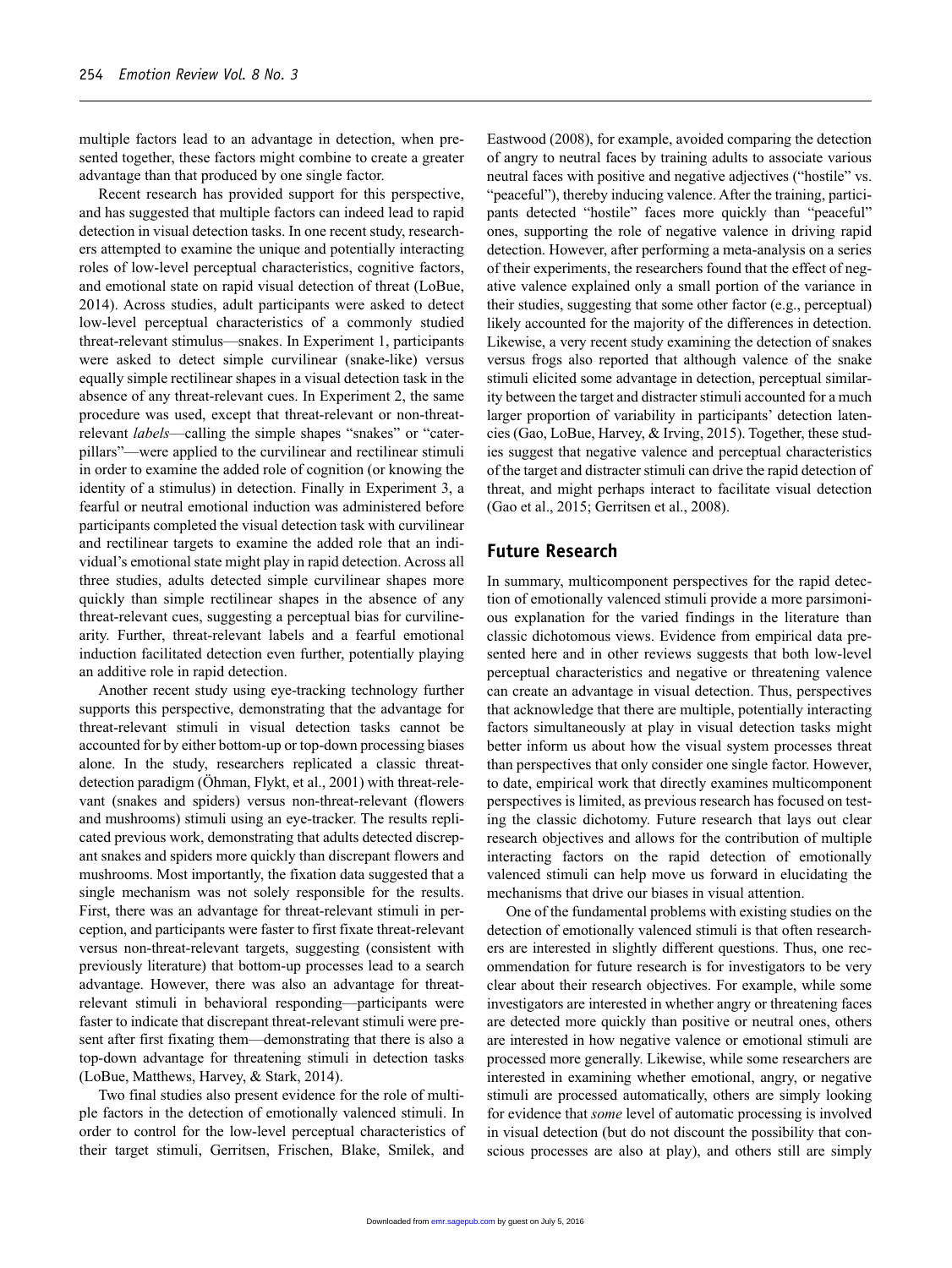multiple factors lead to an advantage in detection, when presented together, these factors might combine to create a greater advantage than that produced by one single factor.

Recent research has provided support for this perspective, and has suggested that multiple factors can indeed lead to rapid detection in visual detection tasks. In one recent study, researchers attempted to examine the unique and potentially interacting roles of low-level perceptual characteristics, cognitive factors, and emotional state on rapid visual detection of threat (LoBue, 2014). Across studies, adult participants were asked to detect low-level perceptual characteristics of a commonly studied threat-relevant stimulus—snakes. In Experiment 1, participants were asked to detect simple curvilinear (snake-like) versus equally simple rectilinear shapes in a visual detection task in the absence of any threat-relevant cues. In Experiment 2, the same procedure was used, except that threat-relevant or non-threat-relevant *labels*—calling the simple shapes "snakes" or "caterpillars"—were applied to the curvilinear and rectilinear stimuli in order to examine the added role of cognition (or knowing the identity of a stimulus) in detection. Finally in Experiment 3, a fearful or neutral emotional induction was administered before participants completed the visual detection task with curvilinear and rectilinear targets to examine the added role that an individual's emotional state might play in rapid detection. Across all three studies, adults detected simple curvilinear shapes more quickly than simple rectilinear shapes in the absence of any threat-relevant cues, suggesting a perceptual bias for curvilinearity. Further, threat-relevant labels and a fearful emotional induction facilitated detection even further, potentially playing an additive role in rapid detection.

Another recent study using eye-tracking technology further supports this perspective, demonstrating that the advantage for threat-relevant stimuli in visual detection tasks cannot be accounted for by either bottom-up or top-down processing biases alone. In the study, researchers replicated a classic threat-detection paradigm (Öhman, Flykt, et al., 2001) with threat-relevant (snakes and spiders) versus non-threat-relevant (flowers and mushrooms) stimuli using an eye-tracker. The results replicated previous work, demonstrating that adults detected discrepant snakes and spiders more quickly than discrepant flowers and mushrooms. Most importantly, the fixation data suggested that a single mechanism was not solely responsible for the results. First, there was an advantage for threat-relevant stimuli in perception, and participants were faster to first fixate threat-relevant versus non-threat-relevant targets, suggesting (consistent with previously literature) that bottom-up processes lead to a search advantage. However, there was also an advantage for threat-relevant stimuli in behavioral responding—participants were faster to indicate that discrepant threat-relevant stimuli were present after first fixating them—demonstrating that there is also a top-down advantage for threatening stimuli in detection tasks (LoBue, Matthews, Harvey, & Stark, 2014).

Two final studies also present evidence for the role of multiple factors in the detection of emotionally valenced stimuli. In order to control for the low-level perceptual characteristics of their target stimuli, Gerritsen, Frischen, Blake, Smilek, and Eastwood (2008), for example, avoided comparing the detection of angry to neutral faces by training adults to associate various neutral faces with positive and negative adjectives ("hostile" vs. "peaceful"), thereby inducing valence. After the training, participants detected "hostile" faces more quickly than "peaceful" ones, supporting the role of negative valence in driving rapid detection. However, after performing a meta-analysis on a series of their experiments, the researchers found that the effect of negative valence explained only a small portion of the variance in their studies, suggesting that some other factor (e.g., perceptual) likely accounted for the majority of the differences in detection. Likewise, a very recent study examining the detection of snakes versus frogs also reported that although valence of the snake stimuli elicited some advantage in detection, perceptual similarity between the target and distracter stimuli accounted for a much larger proportion of variability in participants' detection latencies (Gao, LoBue, Harvey, & Irving, 2015). Together, these studies suggest that negative valence and perceptual characteristics of the target and distracter stimuli can drive the rapid detection of threat, and might perhaps interact to facilitate visual detection (Gao et al., 2015; Gerritsen et al., 2008).

## Future Research

In summary, multicomponent perspectives for the rapid detection of emotionally valenced stimuli provide a more parsimonious explanation for the varied findings in the literature than classic dichotomous views. Evidence from empirical data presented here and in other reviews suggests that both low-level perceptual characteristics and negative or threatening valence can create an advantage in visual detection. Thus, perspectives that acknowledge that there are multiple, potentially interacting factors simultaneously at play in visual detection tasks might better inform us about how the visual system processes threat than perspectives that only consider one single factor. However, to date, empirical work that directly examines multicomponent perspectives is limited, as previous research has focused on testing the classic dichotomy. Future research that lays out clear research objectives and allows for the contribution of multiple interacting factors on the rapid detection of emotionally valenced stimuli can help move us forward in elucidating the mechanisms that drive our biases in visual attention.

One of the fundamental problems with existing studies on the detection of emotionally valenced stimuli is that often researchers are interested in slightly different questions. Thus, one recommendation for future research is for investigators to be very clear about their research objectives. For example, while some investigators are interested in whether angry or threatening faces are detected more quickly than positive or neutral ones, others are interested in how negative valence or emotional stimuli are processed more generally. Likewise, while some researchers are interested in examining whether emotional, angry, or negative stimuli are processed automatically, others are simply looking for evidence that *some* level of automatic processing is involved in visual detection (but do not discount the possibility that conscious processes are also at play), and others still are simply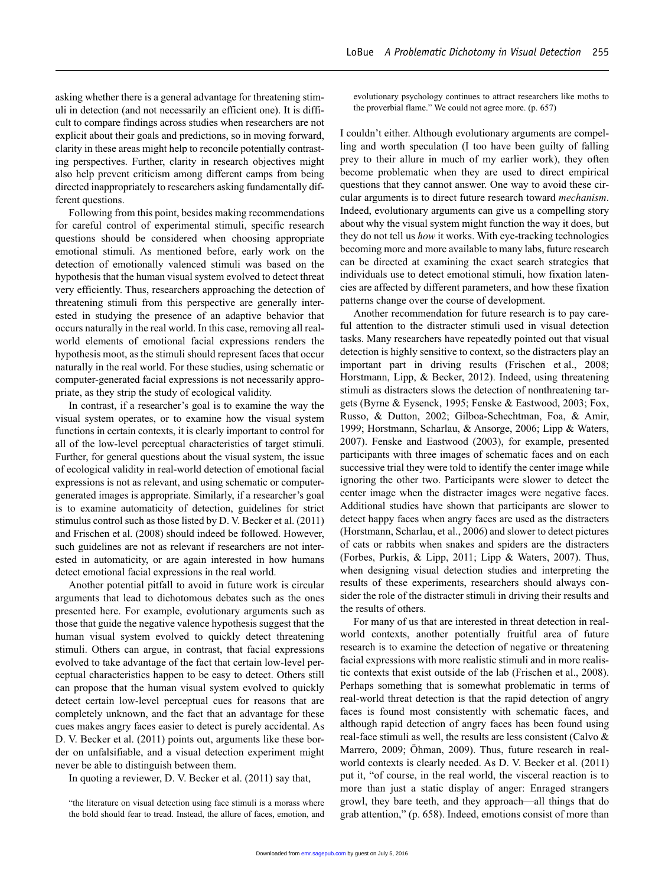asking whether there is a general advantage for threatening stimuli in detection (and not necessarily an efficient one). It is difficult to compare findings across studies when researchers are not explicit about their goals and predictions, so in moving forward, clarity in these areas might help to reconcile potentially contrasting perspectives. Further, clarity in research objectives might also help prevent criticism among different camps from being directed inappropriately to researchers asking fundamentally different questions.

Following from this point, besides making recommendations for careful control of experimental stimuli, specific research questions should be considered when choosing appropriate emotional stimuli. As mentioned before, early work on the detection of emotionally valenced stimuli was based on the hypothesis that the human visual system evolved to detect threat very efficiently. Thus, researchers approaching the detection of threatening stimuli from this perspective are generally interested in studying the presence of an adaptive behavior that occurs naturally in the real world. In this case, removing all real-world elements of emotional facial expressions renders the hypothesis moot, as the stimuli should represent faces that occur naturally in the real world. For these studies, using schematic or computer-generated facial expressions is not necessarily appropriate, as they strip the study of ecological validity.

In contrast, if a researcher's goal is to examine the way the visual system operates, or to examine how the visual system functions in certain contexts, it is clearly important to control for all of the low-level perceptual characteristics of target stimuli. Further, for general questions about the visual system, the issue of ecological validity in real-world detection of emotional facial expressions is not as relevant, and using schematic or computer-generated images is appropriate. Similarly, if a researcher's goal is to examine automaticity of detection, guidelines for strict stimulus control such as those listed by D. V. Becker et al. (2011) and Frischen et al. (2008) should indeed be followed. However, such guidelines are not as relevant if researchers are not interested in automaticity, or are again interested in how humans detect emotional facial expressions in the real world.

Another potential pitfall to avoid in future work is circular arguments that lead to dichotomous debates such as the ones presented here. For example, evolutionary arguments such as those that guide the negative valence hypothesis suggest that the human visual system evolved to quickly detect threatening stimuli. Others can argue, in contrast, that facial expressions evolved to take advantage of the fact that certain low-level perceptual characteristics happen to be easy to detect. Others still can propose that the human visual system evolved to quickly detect certain low-level perceptual cues for reasons that are completely unknown, and the fact that an advantage for these cues makes angry faces easier to detect is purely accidental. As D. V. Becker et al. (2011) points out, arguments like these border on unfalsifiable, and a visual detection experiment might never be able to distinguish between them.

In quoting a reviewer, D. V. Becker et al. (2011) say that,

> "the literature on visual detection using face stimuli is a morass where the bold should fear to tread. Instead, the allure of faces, emotion, and evolutionary psychology continues to attract researchers like moths to the proverbial flame." We could not agree more. (p. 657)

I couldn't either. Although evolutionary arguments are compelling and worth speculation (I too have been guilty of falling prey to their allure in much of my earlier work), they often become problematic when they are used to direct empirical questions that they cannot answer. One way to avoid these circular arguments is to direct future research toward *mechanism*. Indeed, evolutionary arguments can give us a compelling story about why the visual system might function the way it does, but they do not tell us *how* it works. With eye-tracking technologies becoming more and more available to many labs, future research can be directed at examining the exact search strategies that individuals use to detect emotional stimuli, how fixation latencies are affected by different parameters, and how these fixation patterns change over the course of development.

Another recommendation for future research is to pay careful attention to the distracter stimuli used in visual detection tasks. Many researchers have repeatedly pointed out that visual detection is highly sensitive to context, so the distracters play an important part in driving results (Frischen et al., 2008; Horstmann, Lipp, & Becker, 2012). Indeed, using threatening stimuli as distracters slows the detection of nonthreatening targets (Byrne & Eysenck, 1995; Fenske & Eastwood, 2003; Fox, Russo, & Dutton, 2002; Gilboa-Schechtman, Foa, & Amir, 1999; Horstmann, Scharlau, & Ansorge, 2006; Lipp & Waters, 2007). Fenske and Eastwood (2003), for example, presented participants with three images of schematic faces and on each successive trial they were told to identify the center image while ignoring the other two. Participants were slower to detect the center image when the distracter images were negative faces. Additional studies have shown that participants are slower to detect happy faces when angry faces are used as the distracters (Horstmann, Scharlau, et al., 2006) and slower to detect pictures of cats or rabbits when snakes and spiders are the distracters (Forbes, Purkis, & Lipp, 2011; Lipp & Waters, 2007). Thus, when designing visual detection studies and interpreting the results of these experiments, researchers should always consider the role of the distracter stimuli in driving their results and the results of others.

For many of us that are interested in threat detection in real-world contexts, another potentially fruitful area of future research is to examine the detection of negative or threatening facial expressions with more realistic stimuli and in more realistic contexts that exist outside of the lab (Frischen et al., 2008). Perhaps something that is somewhat problematic in terms of real-world threat detection is that the rapid detection of angry faces is found most consistently with schematic faces, and although rapid detection of angry faces has been found using real-face stimuli as well, the results are less consistent (Calvo & Marrero, 2009; Öhman, 2009). Thus, future research in real-world contexts is clearly needed. As D. V. Becker et al. (2011) put it, "of course, in the real world, the visceral reaction is to more than just a static display of anger: Enraged strangers growl, they bare teeth, and they approach—all things that do grab attention," (p. 658). Indeed, emotions consist of more than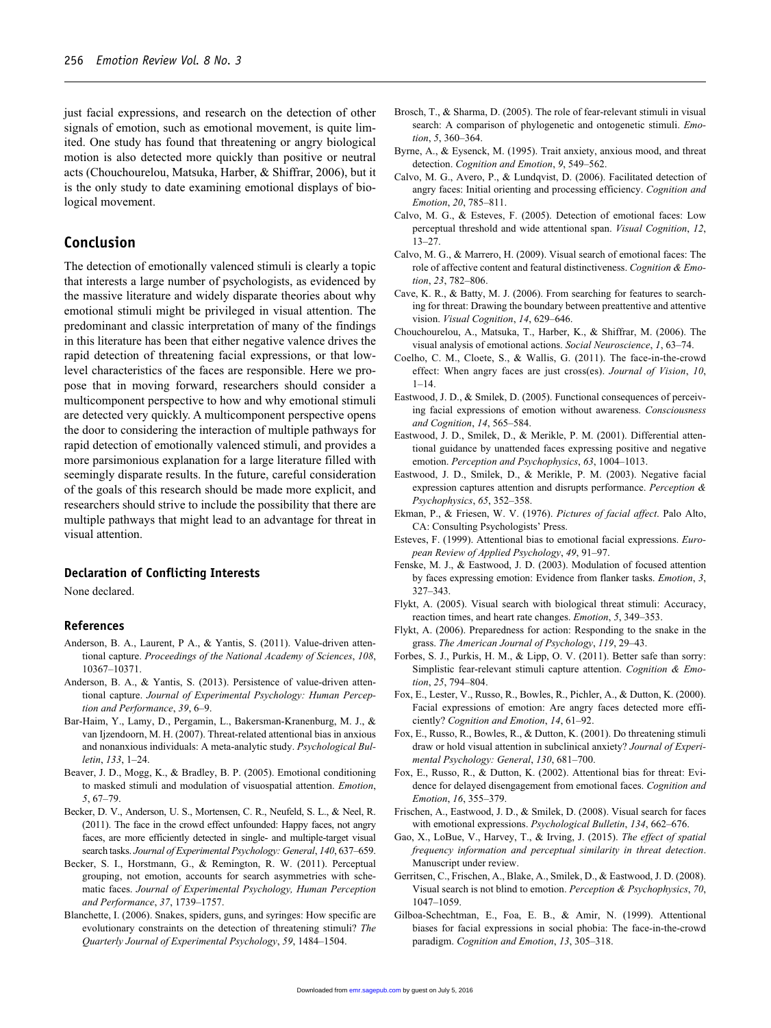just facial expressions, and research on the detection of other signals of emotion, such as emotional movement, is quite limited. One study has found that threatening or angry biological motion is also detected more quickly than positive or neutral acts (Chouchourelou, Matsuka, Harber, & Shiffrar, 2006), but it is the only study to date examining emotional displays of biological movement.

## Conclusion

The detection of emotionally valenced stimuli is clearly a topic that interests a large number of psychologists, as evidenced by the massive literature and widely disparate theories about why emotional stimuli might be privileged in visual attention. The predominant and classic interpretation of many of the findings in this literature has been that either negative valence drives the rapid detection of threatening facial expressions, or that low-level characteristics of the faces are responsible. Here we propose that in moving forward, researchers should consider a multicomponent perspective to how and why emotional stimuli are detected very quickly. A multicomponent perspective opens the door to considering the interaction of multiple pathways for rapid detection of emotionally valenced stimuli, and provides a more parsimonious explanation for a large literature filled with seemingly disparate results. In the future, careful consideration of the goals of this research should be made more explicit, and researchers should strive to include the possibility that there are multiple pathways that might lead to an advantage for threat in visual attention.

### Declaration of Conflicting Interests

None declared.

### References

Anderson, B. A., Laurent, P A., & Yantis, S. (2011). Value-driven attentional capture. *Proceedings of the National Academy of Sciences*, *108*, 10367–10371.

Anderson, B. A., & Yantis, S. (2013). Persistence of value-driven attentional capture. *Journal of Experimental Psychology: Human Perception and Performance*, *39*, 6–9.

Bar-Haim, Y., Lamy, D., Pergamin, L., Bakersman-Kranenburg, M. J., & van Ijzendoorn, M. H. (2007). Threat-related attentional bias in anxious and nonanxious individuals: A meta-analytic study. *Psychological Bulletin*, *133*, 1–24.

Beaver, J. D., Mogg, K., & Bradley, B. P. (2005). Emotional conditioning to masked stimuli and modulation of visuospatial attention. *Emotion*, *5*, 67–79.

Becker, D. V., Anderson, U. S., Mortensen, C. R., Neufeld, S. L., & Neel, R. (2011). The face in the crowd effect unfounded: Happy faces, not angry faces, are more efficiently detected in single- and multiple-target visual search tasks. *Journal of Experimental Psychology: General*, *140*, 637–659.

Becker, S. I., Horstmann, G., & Remington, R. W. (2011). Perceptual grouping, not emotion, accounts for search asymmetries with schematic faces. *Journal of Experimental Psychology, Human Perception and Performance*, *37*, 1739–1757.

Blanchette, I. (2006). Snakes, spiders, guns, and syringes: How specific are evolutionary constraints on the detection of threatening stimuli? *The Quarterly Journal of Experimental Psychology*, *59*, 1484–1504.

Brosch, T., & Sharma, D. (2005). The role of fear-relevant stimuli in visual search: A comparison of phylogenetic and ontogenetic stimuli. *Emotion*, *5*, 360–364.

Byrne, A., & Eysenck, M. (1995). Trait anxiety, anxious mood, and threat detection. *Cognition and Emotion*, *9*, 549–562.

Calvo, M. G., Avero, P., & Lundqvist, D. (2006). Facilitated detection of angry faces: Initial orienting and processing efficiency. *Cognition and Emotion*, *20*, 785–811.

Calvo, M. G., & Esteves, F. (2005). Detection of emotional faces: Low perceptual threshold and wide attentional span. *Visual Cognition*, *12*, 13–27.

Calvo, M. G., & Marrero, H. (2009). Visual search of emotional faces: The role of affective content and featural distinctiveness. *Cognition & Emotion*, *23*, 782–806.

Cave, K. R., & Batty, M. J. (2006). From searching for features to searching for threat: Drawing the boundary between preattentive and attentive vision. *Visual Cognition*, *14*, 629–646.

Chouchourelou, A., Matsuka, T., Harber, K., & Shiffrar, M. (2006). The visual analysis of emotional actions. *Social Neuroscience*, *1*, 63–74.

Coelho, C. M., Cloete, S., & Wallis, G. (2011). The face-in-the-crowd effect: When angry faces are just cross(es). *Journal of Vision*, *10*, 1–14.

Eastwood, J. D., & Smilek, D. (2005). Functional consequences of perceiving facial expressions of emotion without awareness. *Consciousness and Cognition*, *14*, 565–584.

Eastwood, J. D., Smilek, D., & Merikle, P. M. (2001). Differential attentional guidance by unattended faces expressing positive and negative emotion. *Perception and Psychophysics*, *63*, 1004–1013.

Eastwood, J. D., Smilek, D., & Merikle, P. M. (2003). Negative facial expression captures attention and disrupts performance. *Perception & Psychophysics*, *65*, 352–358.

Ekman, P., & Friesen, W. V. (1976). *Pictures of facial affect*. Palo Alto, CA: Consulting Psychologists' Press.

Esteves, F. (1999). Attentional bias to emotional facial expressions. *European Review of Applied Psychology*, *49*, 91–97.

Fenske, M. J., & Eastwood, J. D. (2003). Modulation of focused attention by faces expressing emotion: Evidence from flanker tasks. *Emotion*, *3*, 327–343.

Flykt, A. (2005). Visual search with biological threat stimuli: Accuracy, reaction times, and heart rate changes. *Emotion*, *5*, 349–353.

Flykt, A. (2006). Preparedness for action: Responding to the snake in the grass. *The American Journal of Psychology*, *119*, 29–43.

Forbes, S. J., Purkis, H. M., & Lipp, O. V. (2011). Better safe than sorry: Simplistic fear-relevant stimuli capture attention. *Cognition & Emotion*, *25*, 794–804.

Fox, E., Lester, V., Russo, R., Bowles, R., Pichler, A., & Dutton, K. (2000). Facial expressions of emotion: Are angry faces detected more efficiently? *Cognition and Emotion*, *14*, 61–92.

Fox, E., Russo, R., Bowles, R., & Dutton, K. (2001). Do threatening stimuli draw or hold visual attention in subclinical anxiety? *Journal of Experimental Psychology: General*, *130*, 681–700.

Fox, E., Russo, R., & Dutton, K. (2002). Attentional bias for threat: Evidence for delayed disengagement from emotional faces. *Cognition and Emotion*, *16*, 355–379.

Frischen, A., Eastwood, J. D., & Smilek, D. (2008). Visual search for faces with emotional expressions. *Psychological Bulletin*, *134*, 662–676.

Gao, X., LoBue, V., Harvey, T., & Irving, J. (2015). *The effect of spatial frequency information and perceptual similarity in threat detection*. Manuscript under review.

Gerritsen, C., Frischen, A., Blake, A., Smilek, D., & Eastwood, J. D. (2008). Visual search is not blind to emotion. *Perception & Psychophysics*, *70*, 1047–1059.

Gilboa-Schechtman, E., Foa, E. B., & Amir, N. (1999). Attentional biases for facial expressions in social phobia: The face-in-the-crowd paradigm. *Cognition and Emotion*, *13*, 305–318.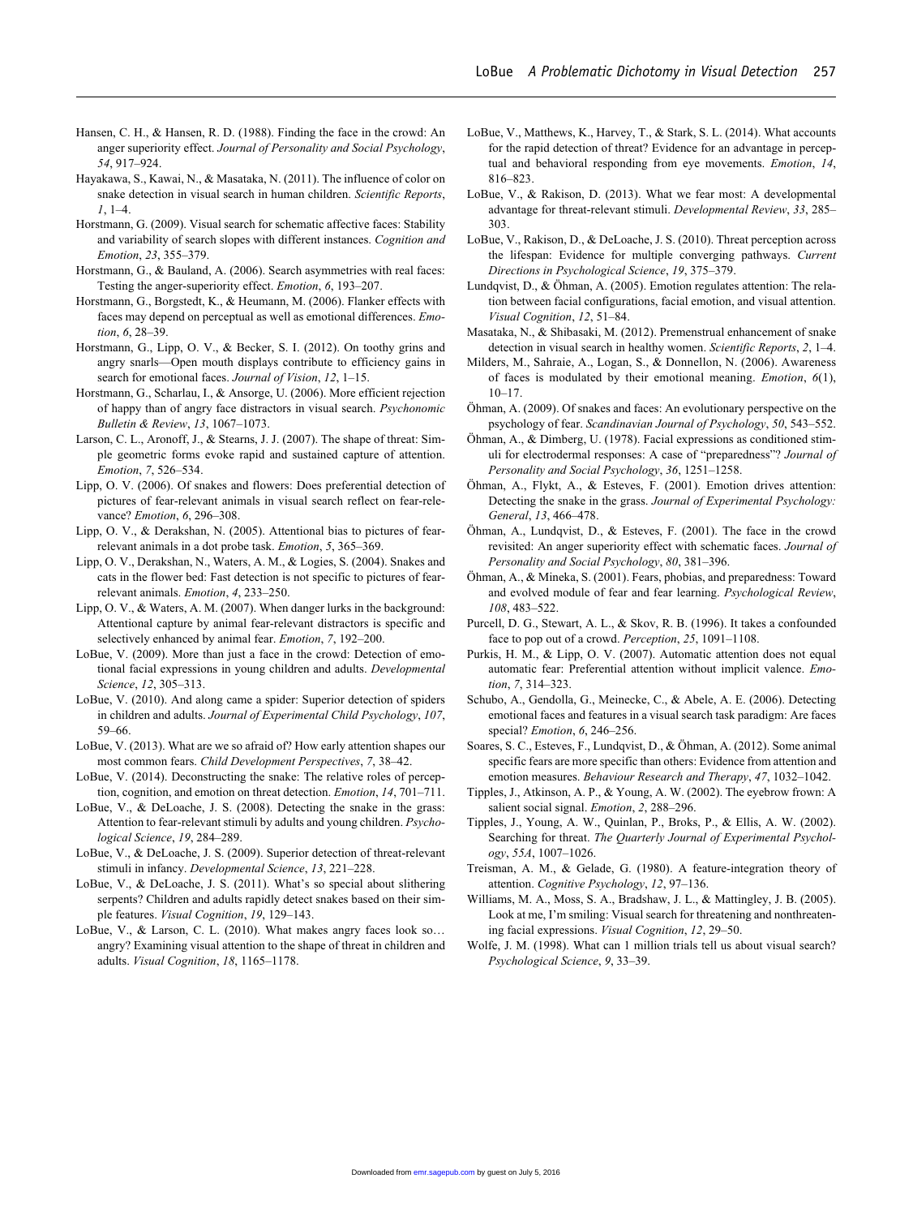Hansen, C. H., & Hansen, R. D. (1988). Finding the face in the crowd: An anger superiority effect. *Journal of Personality and Social Psychology*, *54*, 917–924.

Hayakawa, S., Kawai, N., & Masataka, N. (2011). The influence of color on snake detection in visual search in human children. *Scientific Reports*, *1*, 1–4.

Horstmann, G. (2009). Visual search for schematic affective faces: Stability and variability of search slopes with different instances. *Cognition and Emotion*, *23*, 355–379.

Horstmann, G., & Bauland, A. (2006). Search asymmetries with real faces: Testing the anger-superiority effect. *Emotion*, *6*, 193–207.

Horstmann, G., Borgstedt, K., & Heumann, M. (2006). Flanker effects with faces may depend on perceptual as well as emotional differences. *Emotion*, *6*, 28–39.

Horstmann, G., Lipp, O. V., & Becker, S. I. (2012). On toothy grins and angry snarls—Open mouth displays contribute to efficiency gains in search for emotional faces. *Journal of Vision*, *12*, 1–15.

Horstmann, G., Scharlau, I., & Ansorge, U. (2006). More efficient rejection of happy than of angry face distractors in visual search. *Psychonomic Bulletin & Review*, *13*, 1067–1073.

Larson, C. L., Aronoff, J., & Stearns, J. J. (2007). The shape of threat: Simple geometric forms evoke rapid and sustained capture of attention. *Emotion*, *7*, 526–534.

Lipp, O. V. (2006). Of snakes and flowers: Does preferential detection of pictures of fear-relevant animals in visual search reflect on fear-relevance? *Emotion*, *6*, 296–308.

Lipp, O. V., & Derakshan, N. (2005). Attentional bias to pictures of fear-relevant animals in a dot probe task. *Emotion*, *5*, 365–369.

Lipp, O. V., Derakshan, N., Waters, A. M., & Logies, S. (2004). Snakes and cats in the flower bed: Fast detection is not specific to pictures of fear-relevant animals. *Emotion*, *4*, 233–250.

Lipp, O. V., & Waters, A. M. (2007). When danger lurks in the background: Attentional capture by animal fear-relevant distractors is specific and selectively enhanced by animal fear. *Emotion*, *7*, 192–200.

LoBue, V. (2009). More than just a face in the crowd: Detection of emotional facial expressions in young children and adults. *Developmental Science*, *12*, 305–313.

LoBue, V. (2010). And along came a spider: Superior detection of spiders in children and adults. *Journal of Experimental Child Psychology*, *107*, 59–66.

LoBue, V. (2013). What are we so afraid of? How early attention shapes our most common fears. *Child Development Perspectives*, *7*, 38–42.

LoBue, V. (2014). Deconstructing the snake: The relative roles of perception, cognition, and emotion on threat detection. *Emotion*, *14*, 701–711.

LoBue, V., & DeLoache, J. S. (2008). Detecting the snake in the grass: Attention to fear-relevant stimuli by adults and young children. *Psychological Science*, *19*, 284–289.

LoBue, V., & DeLoache, J. S. (2009). Superior detection of threat-relevant stimuli in infancy. *Developmental Science*, *13*, 221–228.

LoBue, V., & DeLoache, J. S. (2011). What's so special about slithering serpents? Children and adults rapidly detect snakes based on their simple features. *Visual Cognition*, *19*, 129–143.

LoBue, V., & Larson, C. L. (2010). What makes angry faces look so… angry? Examining visual attention to the shape of threat in children and adults. *Visual Cognition*, *18*, 1165–1178.

LoBue, V., Matthews, K., Harvey, T., & Stark, S. L. (2014). What accounts for the rapid detection of threat? Evidence for an advantage in perceptual and behavioral responding from eye movements. *Emotion*, *14*, 816–823.

LoBue, V., & Rakison, D. (2013). What we fear most: A developmental advantage for threat-relevant stimuli. *Developmental Review*, *33*, 285–303.

LoBue, V., Rakison, D., & DeLoache, J. S. (2010). Threat perception across the lifespan: Evidence for multiple converging pathways. *Current Directions in Psychological Science*, *19*, 375–379.

Lundqvist, D., & Öhman, A. (2005). Emotion regulates attention: The relation between facial configurations, facial emotion, and visual attention. *Visual Cognition*, *12*, 51–84.

Masataka, N., & Shibasaki, M. (2012). Premenstrual enhancement of snake detection in visual search in healthy women. *Scientific Reports*, *2*, 1–4.

Milders, M., Sahraie, A., Logan, S., & Donnellon, N. (2006). Awareness of faces is modulated by their emotional meaning. *Emotion*, *6*(1), 10–17.

Öhman, A. (2009). Of snakes and faces: An evolutionary perspective on the psychology of fear. *Scandinavian Journal of Psychology*, *50*, 543–552.

Öhman, A., & Dimberg, U. (1978). Facial expressions as conditioned stimuli for electrodermal responses: A case of "preparedness"? *Journal of Personality and Social Psychology*, *36*, 1251–1258.

Öhman, A., Flykt, A., & Esteves, F. (2001). Emotion drives attention: Detecting the snake in the grass. *Journal of Experimental Psychology: General*, *13*, 466–478.

Öhman, A., Lundqvist, D., & Esteves, F. (2001). The face in the crowd revisited: An anger superiority effect with schematic faces. *Journal of Personality and Social Psychology*, *80*, 381–396.

Öhman, A., & Mineka, S. (2001). Fears, phobias, and preparedness: Toward and evolved module of fear and fear learning. *Psychological Review*, *108*, 483–522.

Purcell, D. G., Stewart, A. L., & Skov, R. B. (1996). It takes a confounded face to pop out of a crowd. *Perception*, *25*, 1091–1108.

Purkis, H. M., & Lipp, O. V. (2007). Automatic attention does not equal automatic fear: Preferential attention without implicit valence. *Emotion*, *7*, 314–323.

Schubo, A., Gendolla, G., Meinecke, C., & Abele, A. E. (2006). Detecting emotional faces and features in a visual search task paradigm: Are faces special? *Emotion*, *6*, 246–256.

Soares, S. C., Esteves, F., Lundqvist, D., & Öhman, A. (2012). Some animal specific fears are more specific than others: Evidence from attention and emotion measures. *Behaviour Research and Therapy*, *47*, 1032–1042.

Tipples, J., Atkinson, A. P., & Young, A. W. (2002). The eyebrow frown: A salient social signal. *Emotion*, *2*, 288–296.

Tipples, J., Young, A. W., Quinlan, P., Broks, P., & Ellis, A. W. (2002). Searching for threat. *The Quarterly Journal of Experimental Psychology*, *55A*, 1007–1026.

Treisman, A. M., & Gelade, G. (1980). A feature-integration theory of attention. *Cognitive Psychology*, *12*, 97–136.

Williams, M. A., Moss, S. A., Bradshaw, J. L., & Mattingley, J. B. (2005). Look at me, I'm smiling: Visual search for threatening and nonthreatening facial expressions. *Visual Cognition*, *12*, 29–50.

Wolfe, J. M. (1998). What can 1 million trials tell us about visual search? *Psychological Science*, *9*, 33–39.